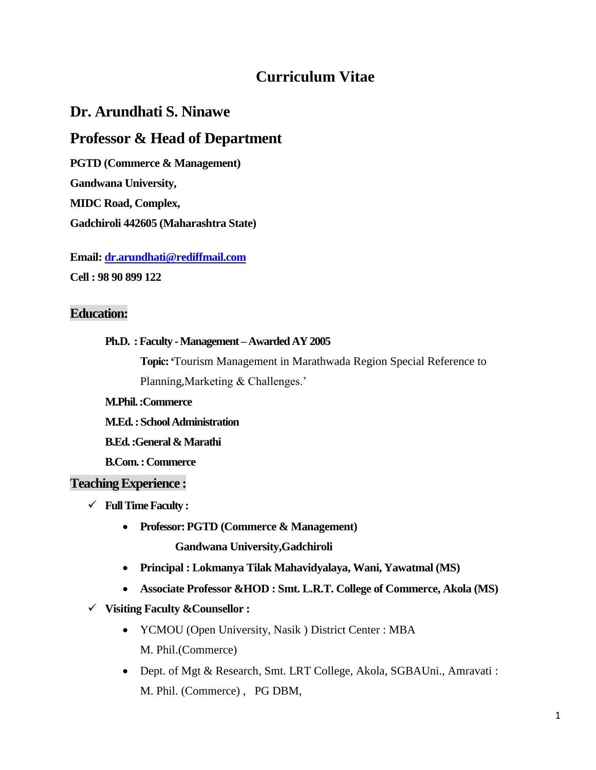# Curriculum Vitae

## Dr. Arundhati S. Ninawe

## Professor & Head of Department

**PGTD (Commerce & Management)**

**Gandwana University,**

**MIDC Road, Complex,**

**Gadchiroli 442605 (Maharashtra State)**

**Email:** dr.arundhati@rediffmail.com

**Cell : 98 90 899 122**

### Education:

**Ph.D. : Faculty - Management – Awarded AY 2005**

**Topic:** 'Tourism Management in Marathwada Region Special Reference to Planning,Marketing & Challenges.'

**M.Phil. :Commerce**

**M.Ed. : School Administration**

**B.Ed. :General & Marathi**

**B.Com. : Commerce**

### Teaching Experience :

- ✓ **Full Time Faculty :**
  - **Professor: PGTD (Commerce & Management)**
    **Gandwana University,Gadchiroli**
  - **Principal : Lokmanya Tilak Mahavidyalaya, Wani, Yawatmal (MS)**
  - **Associate Professor &HOD : Smt. L.R.T. College of Commerce, Akola (MS)**
- ✓ **Visiting Faculty &Counsellor :**
  - YCMOU (Open University, Nasik ) District Center : MBA
    M. Phil.(Commerce)
  - Dept. of Mgt & Research, Smt. LRT College, Akola, SGBAUni., Amravati :
    M. Phil. (Commerce) , PG DBM,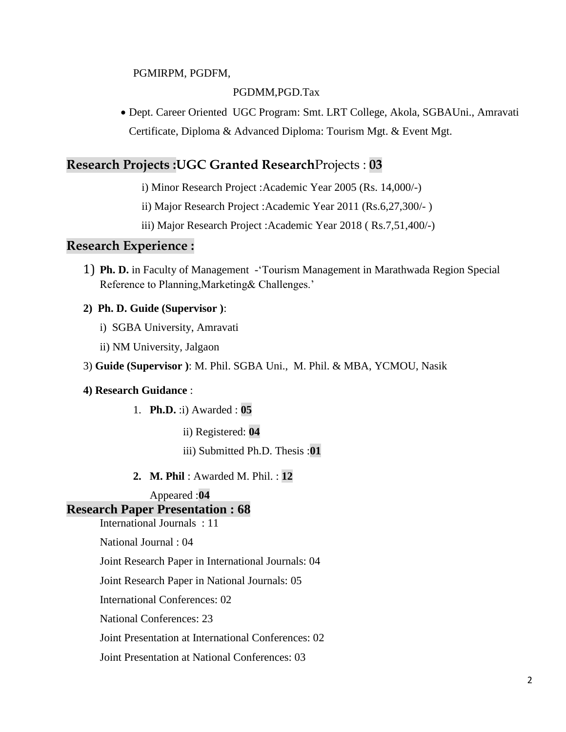PGMIRPM, PGDFM,

PGDMM,PGD.Tax

- Dept. Career Oriented UGC Program: Smt. LRT College, Akola, SGBAUni., Amravati Certificate, Diploma & Advanced Diploma: Tourism Mgt. & Event Mgt.

## Research Projects :UGC Granted ResearchProjects : 03

i) Minor Research Project :Academic Year 2005 (Rs. 14,000/-)

ii) Major Research Project :Academic Year 2011 (Rs.6,27,300/- )

iii) Major Research Project :Academic Year 2018 ( Rs.7,51,400/-)

## Research Experience :

1) **Ph. D.** in Faculty of Management -'Tourism Management in Marathwada Region Special Reference to Planning,Marketing& Challenges.'

**2) Ph. D. Guide (Supervisor )**:

i) SGBA University, Amravati

ii) NM University, Jalgaon

3) **Guide (Supervisor )**: M. Phil. SGBA Uni., M. Phil. & MBA, YCMOU, Nasik

**4) Research Guidance** :

1. **Ph.D.** :i) Awarded : **05**

   ii) Registered: **04**

   iii) Submitted Ph.D. Thesis :**01**

2. **M. Phil** : Awarded M. Phil. : **12**

   Appeared :**04**

## Research Paper Presentation : 68

International Journals : 11

National Journal : 04

Joint Research Paper in International Journals: 04

Joint Research Paper in National Journals: 05

International Conferences: 02

National Conferences: 23

Joint Presentation at International Conferences: 02

Joint Presentation at National Conferences: 03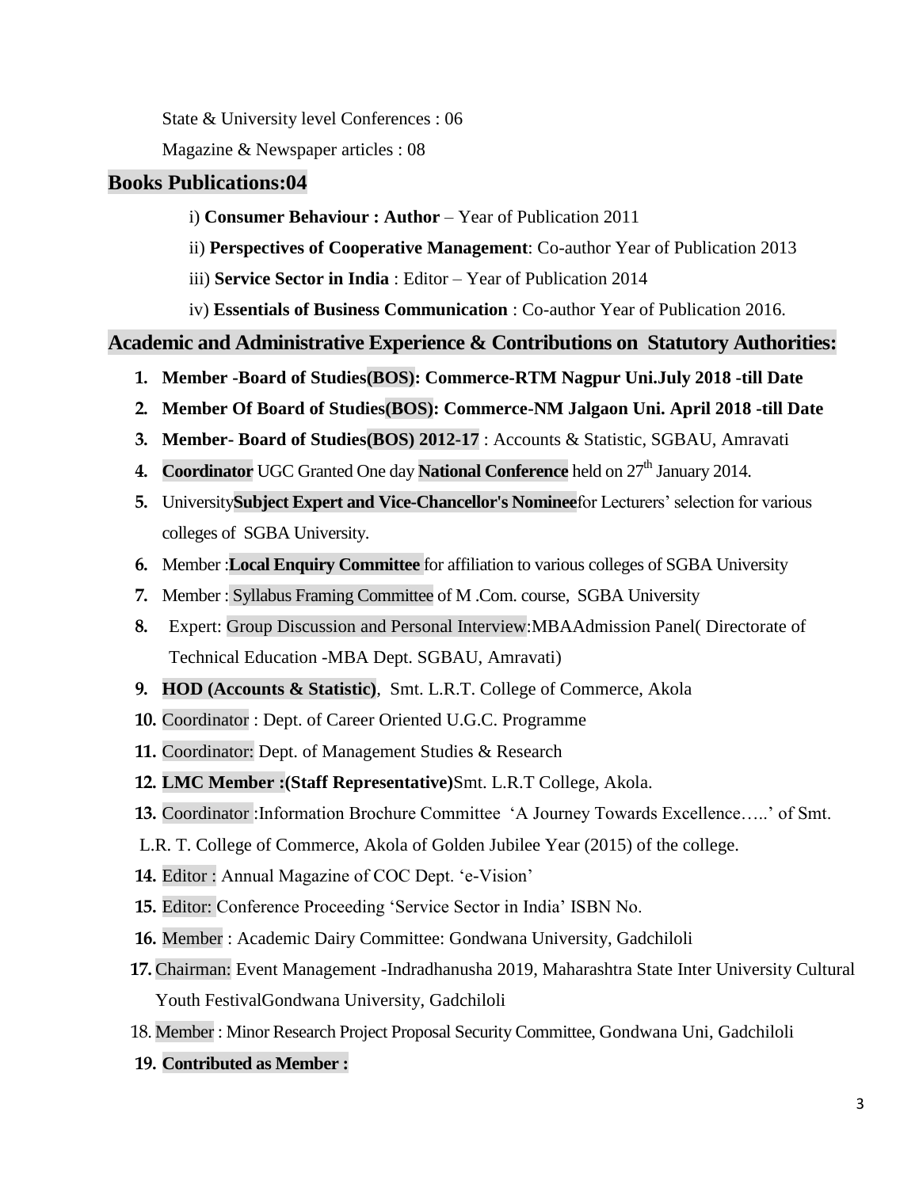State & University level Conferences : 06

Magazine & Newspaper articles : 08

## Books Publications:04

i) **Consumer Behaviour : Author** – Year of Publication 2011

ii) **Perspectives of Cooperative Management**: Co-author Year of Publication 2013

iii) **Service Sector in India** : Editor – Year of Publication 2014

iv) **Essentials of Business Communication** : Co-author Year of Publication 2016.

## Academic and Administrative Experience & Contributions on Statutory Authorities:

1. **Member -Board of Studies(BOS): Commerce-RTM Nagpur Uni.July 2018 -till Date**
2. **Member Of Board of Studies(BOS): Commerce-NM Jalgaon Uni. April 2018 -till Date**
3. **Member- Board of Studies(BOS) 2012-17** : Accounts & Statistic, SGBAU, Amravati
4. **Coordinator** UGC Granted One day **National Conference** held on 27th January 2014.
5. University**Subject Expert and Vice-Chancellor's Nominee**for Lecturers' selection for various colleges of SGBA University.
6. Member :**Local Enquiry Committee** for affiliation to various colleges of SGBA University
7. Member : Syllabus Framing Committee of M .Com. course, SGBA University
8. Expert: Group Discussion and Personal Interview:MBAAdmission Panel( Directorate of Technical Education -MBA Dept. SGBAU, Amravati)
9. **HOD (Accounts & Statistic)**, Smt. L.R.T. College of Commerce, Akola
10. Coordinator : Dept. of Career Oriented U.G.C. Programme
11. Coordinator: Dept. of Management Studies & Research
12. **LMC Member :(Staff Representative)**Smt. L.R.T College, Akola.
13. Coordinator :Information Brochure Committee 'A Journey Towards Excellence…..' of Smt. L.R. T. College of Commerce, Akola of Golden Jubilee Year (2015) of the college.
14. Editor : Annual Magazine of COC Dept. 'e-Vision'
15. Editor: Conference Proceeding 'Service Sector in India' ISBN No.
16. Member : Academic Dairy Committee: Gondwana University, Gadchiloli
17. Chairman: Event Management -Indradhanusha 2019, Maharashtra State Inter University Cultural Youth FestivalGondwana University, Gadchiloli
18. Member : Minor Research Project Proposal Security Committee, Gondwana Uni, Gadchiloli
19. **Contributed as Member :**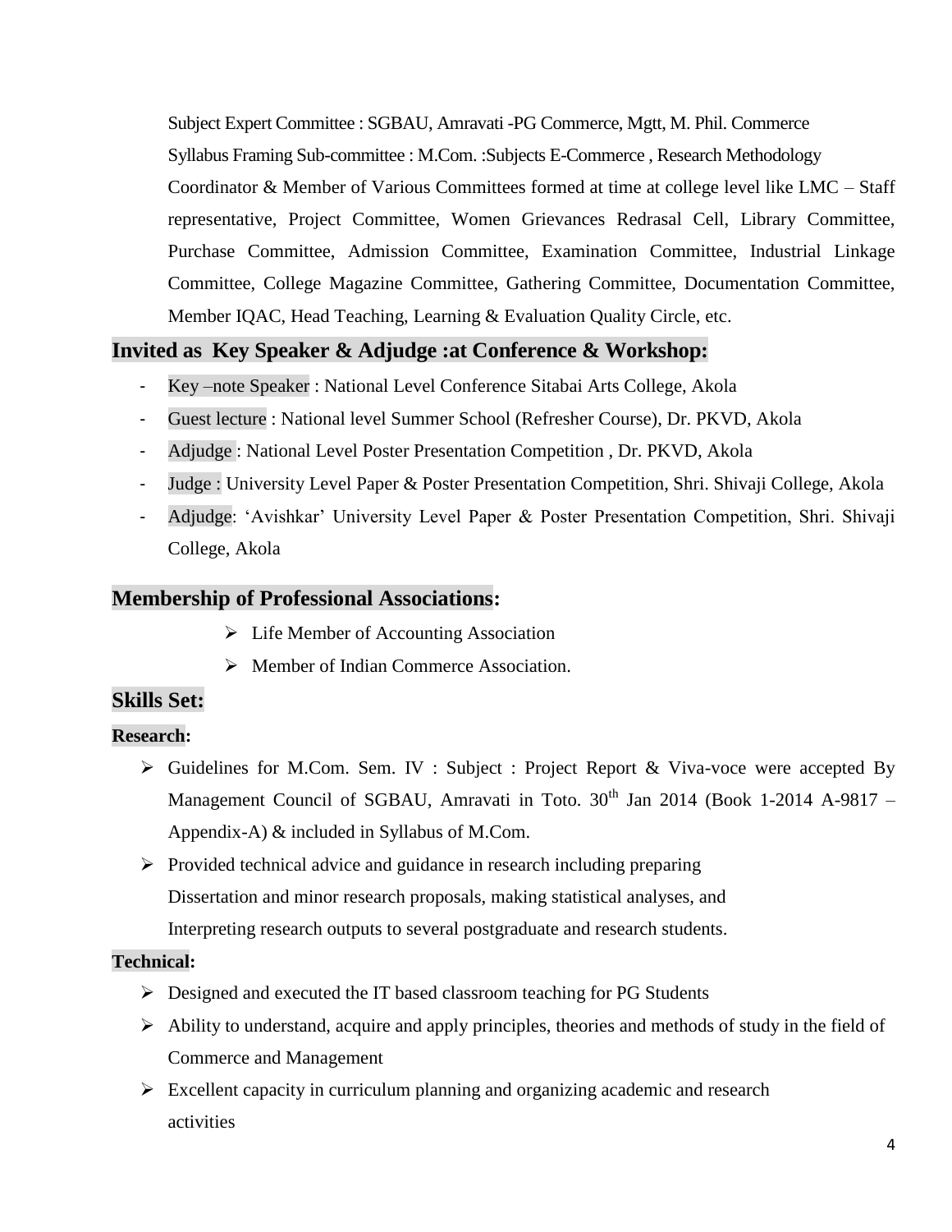Subject Expert Committee : SGBAU, Amravati -PG Commerce, Mgtt, M. Phil. Commerce

Syllabus Framing Sub-committee : M.Com. :Subjects E-Commerce , Research Methodology

Coordinator & Member of Various Committees formed at time at college level like LMC – Staff representative, Project Committee, Women Grievances Redrasal Cell, Library Committee, Purchase Committee, Admission Committee, Examination Committee, Industrial Linkage Committee, College Magazine Committee, Gathering Committee, Documentation Committee, Member IQAC, Head Teaching, Learning & Evaluation Quality Circle, etc.

## Invited as Key Speaker & Adjudge :at Conference & Workshop:

- Key –note Speaker : National Level Conference Sitabai Arts College, Akola
- Guest lecture : National level Summer School (Refresher Course), Dr. PKVD, Akola
- Adjudge : National Level Poster Presentation Competition , Dr. PKVD, Akola
- Judge : University Level Paper & Poster Presentation Competition, Shri. Shivaji College, Akola
- Adjudge: 'Avishkar' University Level Paper & Poster Presentation Competition, Shri. Shivaji College, Akola

## Membership of Professional Associations:

- Life Member of Accounting Association
- Member of Indian Commerce Association.

## Skills Set:

### Research:

- Guidelines for M.Com. Sem. IV : Subject : Project Report & Viva-voce were accepted By Management Council of SGBAU, Amravati in Toto. 30th Jan 2014 (Book 1-2014 A-9817 – Appendix-A) & included in Syllabus of M.Com.
- Provided technical advice and guidance in research including preparing Dissertation and minor research proposals, making statistical analyses, and Interpreting research outputs to several postgraduate and research students.

### Technical:

- Designed and executed the IT based classroom teaching for PG Students
- Ability to understand, acquire and apply principles, theories and methods of study in the field of Commerce and Management
- Excellent capacity in curriculum planning and organizing academic and research activities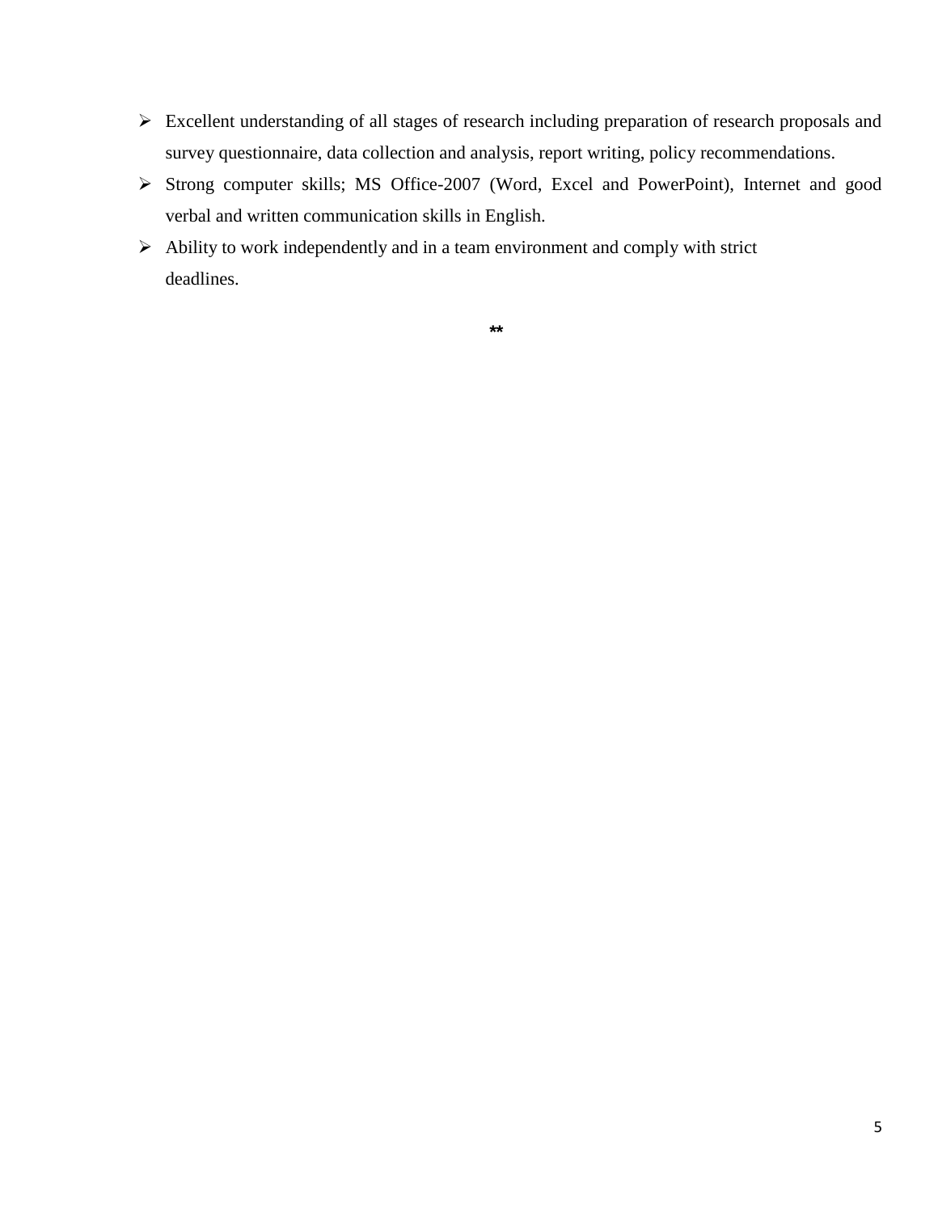- Excellent understanding of all stages of research including preparation of research proposals and survey questionnaire, data collection and analysis, report writing, policy recommendations.
- Strong computer skills; MS Office-2007 (Word, Excel and PowerPoint), Internet and good verbal and written communication skills in English.
- Ability to work independently and in a team environment and comply with strict deadlines.

**